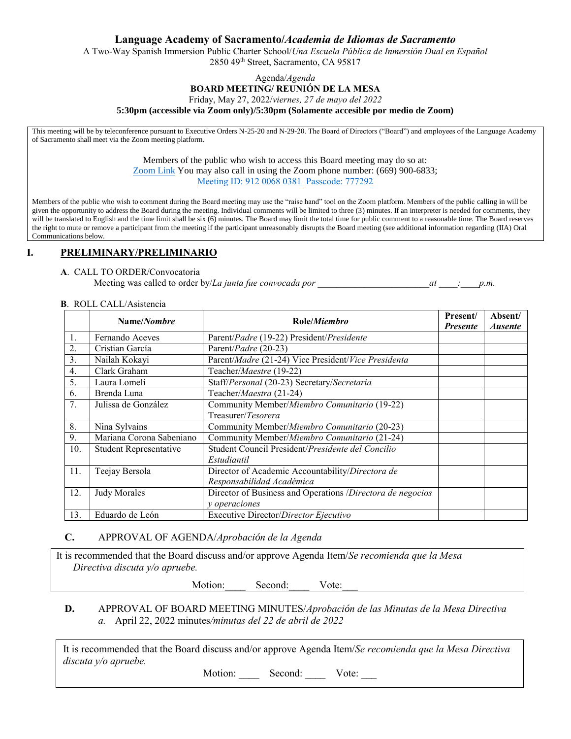# Language Academy of Sacramento/*Academia de Idiomas de Sacramento*

A Two-Way Spanish Immersion Public Charter School/*Una Escuela Pública de Inmersión Dual en Español*
2850 49th Street, Sacramento, CA 95817

Agenda/*Agenda*

**BOARD MEETING/ REUNIÓN DE LA MESA**

Friday, May 27, 2022/*viernes, 27 de mayo del 2022*

**5:30pm (accessible via Zoom only)/5:30pm (Solamente accesible por medio de Zoom)**

This meeting will be by teleconference pursuant to Executive Orders N-25-20 and N-29-20. The Board of Directors ("Board") and employees of the Language Academy of Sacramento shall meet via the Zoom meeting platform.

Members of the public who wish to access this Board meeting may do so at: Zoom Link You may also call in using the Zoom phone number: (669) 900-6833; Meeting ID: 912 0068 0381 Passcode: 777292

Members of the public who wish to comment during the Board meeting may use the "raise hand" tool on the Zoom platform. Members of the public calling in will be given the opportunity to address the Board during the meeting. Individual comments will be limited to three (3) minutes. If an interpreter is needed for comments, they will be translated to English and the time limit shall be six (6) minutes. The Board may limit the total time for public comment to a reasonable time. The Board reserves the right to mute or remove a participant from the meeting if the participant unreasonably disrupts the Board meeting (see additional information regarding (IIA) Oral Communications below.

## I. PRELIMINARY/PRELIMINARIO

**A**. CALL TO ORDER/Convocatoria

Meeting was called to order by/*La junta fue convocada por* ________________________*at* ____:____*p.m.*

**B**. ROLL CALL/Asistencia

| | Name/*Nombre* | Role/*Miembro* | Present/ *Presente* | Absent/ *Ausente* |
|---|---|---|---|---|
| 1. | Fernando Aceves | Parent/*Padre* (19-22) President/*Presidente* | | |
| 2. | Cristian García | Parent/*Padre* (20-23) | | |
| 3. | Nailah Kokayi | Parent/*Madre* (21-24) Vice President/*Vice Presidenta* | | |
| 4. | Clark Graham | Teacher/*Maestre* (19-22) | | |
| 5. | Laura Lomelí | Staff/*Personal* (20-23) Secretary/*Secretaria* | | |
| 6. | Brenda Luna | Teacher/*Maestra* (21-24) | | |
| 7. | Julissa de González | Community Member/*Miembro Comunitario* (19-22) Treasurer/*Tesorera* | | |
| 8. | Nina Sylvains | Community Member/*Miembro Comunitario* (20-23) | | |
| 9. | Mariana Corona Sabeniano | Community Member/*Miembro Comunitario* (21-24) | | |
| 10. | Student Representative | Student Council President/*Presidente del Concilio Estudiantil* | | |
| 11. | Teejay Bersola | Director of Academic Accountability/*Directora de Responsabilidad Académica* | | |
| 12. | Judy Morales | Director of Business and Operations /*Directora de negocios y operaciones* | | |
| 13. | Eduardo de León | Executive Director/*Director Ejecutivo* | | |

**C.** APPROVAL OF AGENDA/*Aprobación de la Agenda*

It is recommended that the Board discuss and/or approve Agenda Item/*Se recomienda que la Mesa Directiva discuta y/o apruebe.*

Motion:____ Second:____ Vote:___

**D.** APPROVAL OF BOARD MEETING MINUTES/*Aprobación de las Minutas de la Mesa Directiva*

*a.* April 22, 2022 minutes*/minutas del 22 de abril de 2022*

It is recommended that the Board discuss and/or approve Agenda Item/*Se recomienda que la Mesa Directiva discuta y/o apruebe.*

Motion: ____ Second: ____ Vote: ___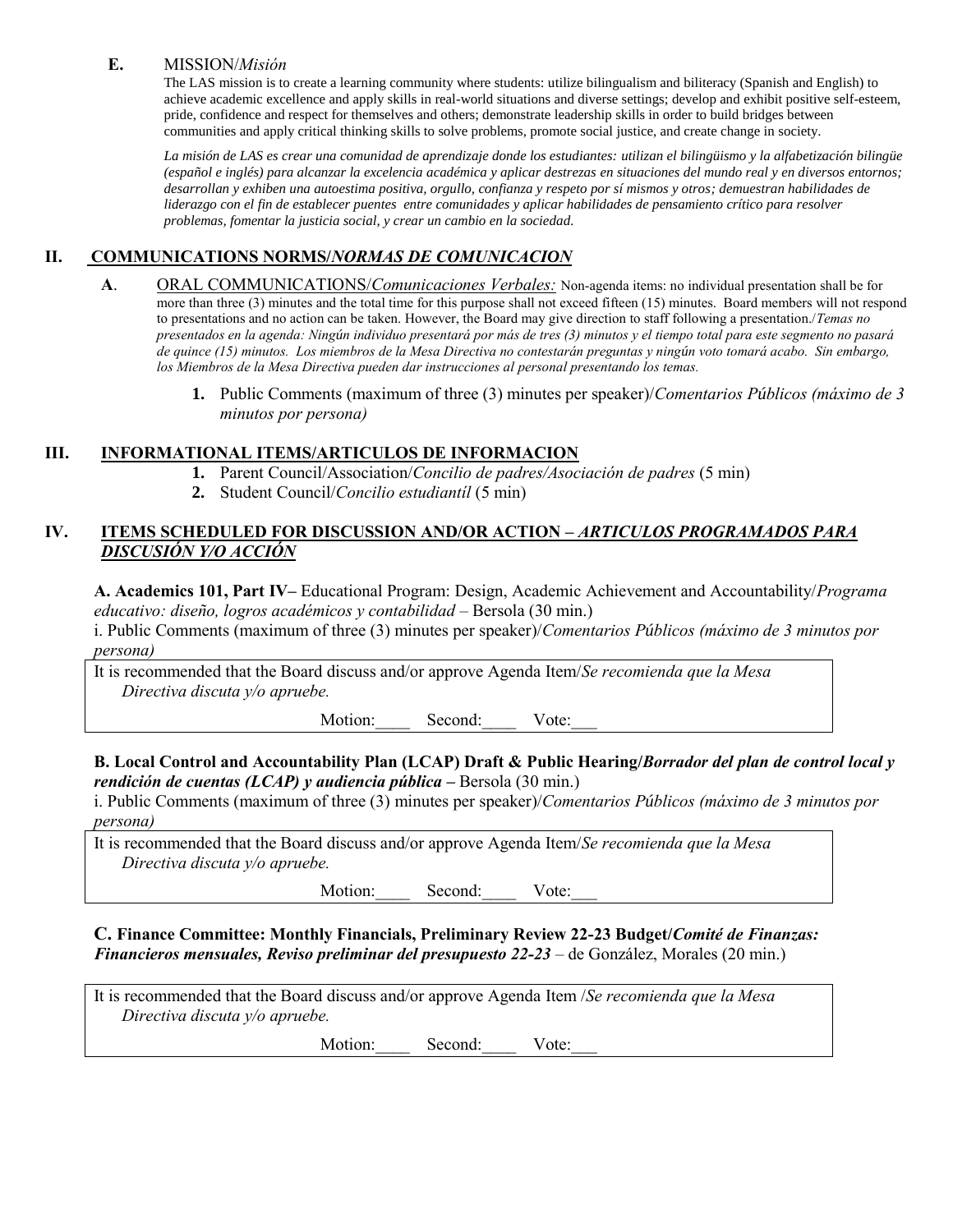**E.** MISSION/*Misión*

The LAS mission is to create a learning community where students: utilize bilingualism and biliteracy (Spanish and English) to achieve academic excellence and apply skills in real-world situations and diverse settings; develop and exhibit positive self-esteem, pride, confidence and respect for themselves and others; demonstrate leadership skills in order to build bridges between communities and apply critical thinking skills to solve problems, promote social justice, and create change in society.

*La misión de LAS es crear una comunidad de aprendizaje donde los estudiantes: utilizan el bilingüismo y la alfabetización bilingüe (español e inglés) para alcanzar la excelencia académica y aplicar destrezas en situaciones del mundo real y en diversos entornos; desarrollan y exhiben una autoestima positiva, orgullo, confianza y respeto por sí mismos y otros; demuestran habilidades de liderazgo con el fin de establecer puentes entre comunidades y aplicar habilidades de pensamiento crítico para resolver problemas, fomentar la justicia social, y crear un cambio en la sociedad.*

## II. COMMUNICATIONS NORMS/*NORMAS DE COMUNICACION*

**A**. ORAL COMMUNICATIONS/*Comunicaciones Verbales:* Non-agenda items: no individual presentation shall be for more than three (3) minutes and the total time for this purpose shall not exceed fifteen (15) minutes. Board members will not respond to presentations and no action can be taken. However, the Board may give direction to staff following a presentation./*Temas no presentados en la agenda: Ningún individuo presentará por más de tres (3) minutos y el tiempo total para este segmento no pasará de quince (15) minutos. Los miembros de la Mesa Directiva no contestarán preguntas y ningún voto tomará acabo. Sin embargo, los Miembros de la Mesa Directiva pueden dar instrucciones al personal presentando los temas.*

1. Public Comments (maximum of three (3) minutes per speaker)/*Comentarios Públicos (máximo de 3 minutos por persona)*

## III. INFORMATIONAL ITEMS/ARTICULOS DE INFORMACION

1. Parent Council/Association/*Concilio de padres/Asociación de padres* (5 min)
2. Student Council/*Concilio estudiantíl* (5 min)

## IV. ITEMS SCHEDULED FOR DISCUSSION AND/OR ACTION – *ARTICULOS PROGRAMADOS PARA DISCUSIÓN Y/O ACCIÓN*

**A. Academics 101, Part IV–** Educational Program: Design, Academic Achievement and Accountability/*Programa educativo: diseño, logros académicos y contabilidad* – Bersola (30 min.)

i. Public Comments (maximum of three (3) minutes per speaker)/*Comentarios Públicos (máximo de 3 minutos por persona)*

It is recommended that the Board discuss and/or approve Agenda Item/*Se recomienda que la Mesa Directiva discuta y/o apruebe.*

Motion:____ Second:____ Vote:___

**B. Local Control and Accountability Plan (LCAP) Draft & Public Hearing/*Borrador del plan de control local y rendición de cuentas (LCAP) y audiencia pública* –** Bersola (30 min.)

i. Public Comments (maximum of three (3) minutes per speaker)/*Comentarios Públicos (máximo de 3 minutos por persona)*

It is recommended that the Board discuss and/or approve Agenda Item/*Se recomienda que la Mesa Directiva discuta y/o apruebe.*

Motion:____ Second:____ Vote:___

**C. Finance Committee: Monthly Financials, Preliminary Review 22-23 Budget/*Comité de Finanzas: Financieros mensuales, Reviso preliminar del presupuesto 22-23*** – de González, Morales (20 min.)

It is recommended that the Board discuss and/or approve Agenda Item /*Se recomienda que la Mesa Directiva discuta y/o apruebe.*

Motion:____ Second:____ Vote:___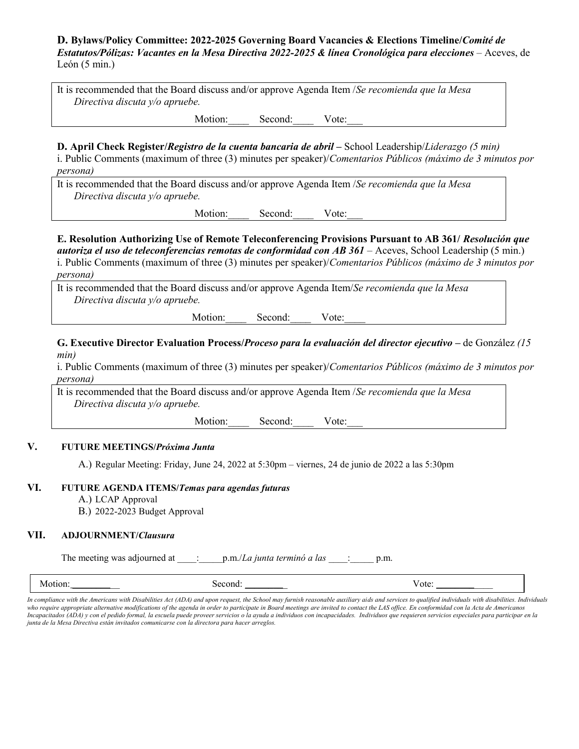**D. Bylaws/Policy Committee: 2022-2025 Governing Board Vacancies & Elections Timeline/*Comité de Estatutos/Pólizas: Vacantes en la Mesa Directiva 2022-2025 & línea Cronológica para elecciones*** – Aceves, de León (5 min.)

| |
|---|
| It is recommended that the Board discuss and/or approve Agenda Item /*Se recomienda que la Mesa Directiva discuta y/o apruebe.* |
| Motion:____ Second:____ Vote:___ |

**D. April Check Register/*Registro de la cuenta bancaria de abril* –** School Leadership/*Liderazgo (5 min)*

i. Public Comments (maximum of three (3) minutes per speaker)/*Comentarios Públicos (máximo de 3 minutos por persona)*

| |
|---|
| It is recommended that the Board discuss and/or approve Agenda Item /*Se recomienda que la Mesa Directiva discuta y/o apruebe.* |
| Motion:____ Second:____ Vote:___ |

**E. Resolution Authorizing Use of Remote Teleconferencing Provisions Pursuant to AB 361/ *Resolución que autoriza el uso de teleconferencias remotas de conformidad con AB 361*** – Aceves, School Leadership (5 min.)

i. Public Comments (maximum of three (3) minutes per speaker)/*Comentarios Públicos (máximo de 3 minutos por persona)*

| |
|---|
| It is recommended that the Board discuss and/or approve Agenda Item/*Se recomienda que la Mesa Directiva discuta y/o apruebe.* |
| Motion:____ Second:____ Vote:____ |

**G. Executive Director Evaluation Process/*Proceso para la evaluación del director ejecutivo* –** de González *(15 min)*

i. Public Comments (maximum of three (3) minutes per speaker)/*Comentarios Públicos (máximo de 3 minutos por persona)*

| |
|---|
| It is recommended that the Board discuss and/or approve Agenda Item /*Se recomienda que la Mesa Directiva discuta y/o apruebe.* |
| Motion:____ Second:____ Vote:___ |

## V. FUTURE MEETINGS/*Próxima Junta*

A.) Regular Meeting: Friday, June 24, 2022 at 5:30pm – viernes, 24 de junio de 2022 a las 5:30pm

## VI. FUTURE AGENDA ITEMS/*Temas para agendas futuras*

A.) LCAP Approval

B.) 2022-2023 Budget Approval

## VII. ADJOURNMENT/*Clausura*

The meeting was adjourned at ____:_____p.m./*La junta terminó a las* ____:_____ p.m.

| | | |
|---|---|---|
| Motion: ___________ | Second: _________ | Vote: ____________ |

*In compliance with the Americans with Disabilities Act (ADA) and upon request, the School may furnish reasonable auxiliary aids and services to qualified individuals with disabilities. Individuals who require appropriate alternative modifications of the agenda in order to participate in Board meetings are invited to contact the LAS office. En conformidad con la Acta de Americanos Incapacitados (ADA) y con el pedido formal, la escuela puede proveer servicios o la ayuda a individuos con incapacidades. Individuos que requieren servicios especiales para participar en la junta de la Mesa Directiva están invitados comunicarse con la directora para hacer arreglos.*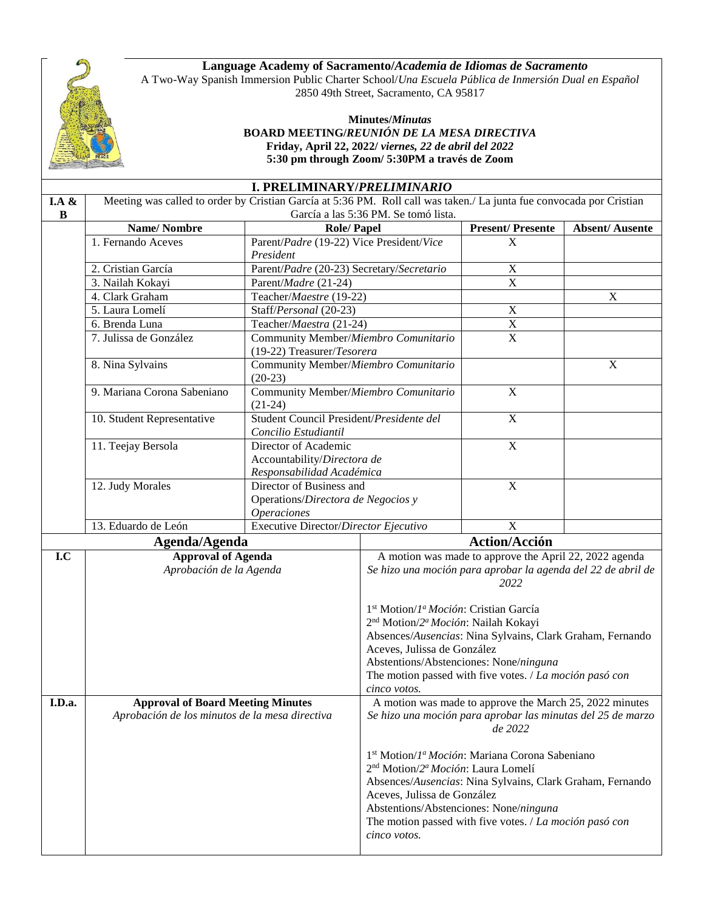**Language Academy of Sacramento/*Academia de Idiomas de Sacramento***
A Two-Way Spanish Immersion Public Charter School/*Una Escuela Pública de Inmersión Dual en Español*
2850 49th Street, Sacramento, CA 95817

**Minutes/*Minutas***
**BOARD MEETING/*REUNIÓN DE LA MESA DIRECTIVA***
**Friday, April 22, 2022/ *viernes, 22 de abril del 2022***
**5:30 pm through Zoom/ 5:30PM a través de Zoom**

## I. PRELIMINARY/*PRELIMINARIO*

**I.A & B** Meeting was called to order by Cristian García at 5:36 PM. Roll call was taken./ La junta fue convocada por Cristian García a las 5:36 PM. Se tomó lista.

| Name/ Nombre | Role/ Papel | Present/ Presente | Absent/ Ausente |
|---|---|---|---|
| 1. Fernando Aceves | Parent/*Padre* (19-22) Vice President/*Vice President* | X | |
| 2. Cristian García | Parent/*Padre* (20-23) Secretary/*Secretario* | X | |
| 3. Nailah Kokayi | Parent/*Madre* (21-24) | X | |
| 4. Clark Graham | Teacher/*Maestre* (19-22) | | X |
| 5. Laura Lomelí | Staff/*Personal* (20-23) | X | |
| 6. Brenda Luna | Teacher/*Maestra* (21-24) | X | |
| 7. Julissa de González | Community Member/*Miembro Comunitario* (19-22) Treasurer/*Tesorera* | X | |
| 8. Nina Sylvains | Community Member/*Miembro Comunitario* (20-23) | | X |
| 9. Mariana Corona Sabeniano | Community Member/*Miembro Comunitario* (21-24) | X | |
| 10. Student Representative | Student Council President/*Presidente del Concilio Estudiantil* | X | |
| 11. Teejay Bersola | Director of Academic Accountability/*Directora de Responsabilidad Académica* | X | |
| 12. Judy Morales | Director of Business and Operations/*Directora de Negocios y Operaciones* | X | |
| 13. Eduardo de León | Executive Director/*Director Ejecutivo* | X | |

| | Agenda/Agenda | Action/Acción |
|---|---|---|
| **I.C** | **Approval of Agenda**<br>*Aprobación de la Agenda* | A motion was made to approve the April 22, 2022 agenda<br>*Se hizo una moción para aprobar la agenda del 22 de abril de 2022*<br><br>1st Motion/*1a Moción*: Cristian García<br>2nd Motion/*2a Moción*: Nailah Kokayi<br>Absences/*Ausencias*: Nina Sylvains, Clark Graham, Fernando Aceves, Julissa de González<br>Abstentions/Abstenciones: None/*ninguna*<br>The motion passed with five votes. / *La moción pasó con cinco votos.* |
| **I.D.a.** | **Approval of Board Meeting Minutes**<br>*Aprobación de los minutos de la mesa directiva* | A motion was made to approve the March 25, 2022 minutes<br>*Se hizo una moción para aprobar las minutas del 25 de marzo de 2022*<br><br>1st Motion/*1a Moción*: Mariana Corona Sabeniano<br>2nd Motion/*2a Moción*: Laura Lomelí<br>Absences/*Ausencias*: Nina Sylvains, Clark Graham, Fernando Aceves, Julissa de González<br>Abstentions/Abstenciones: None/*ninguna*<br>The motion passed with five votes. / *La moción pasó con cinco votos.* |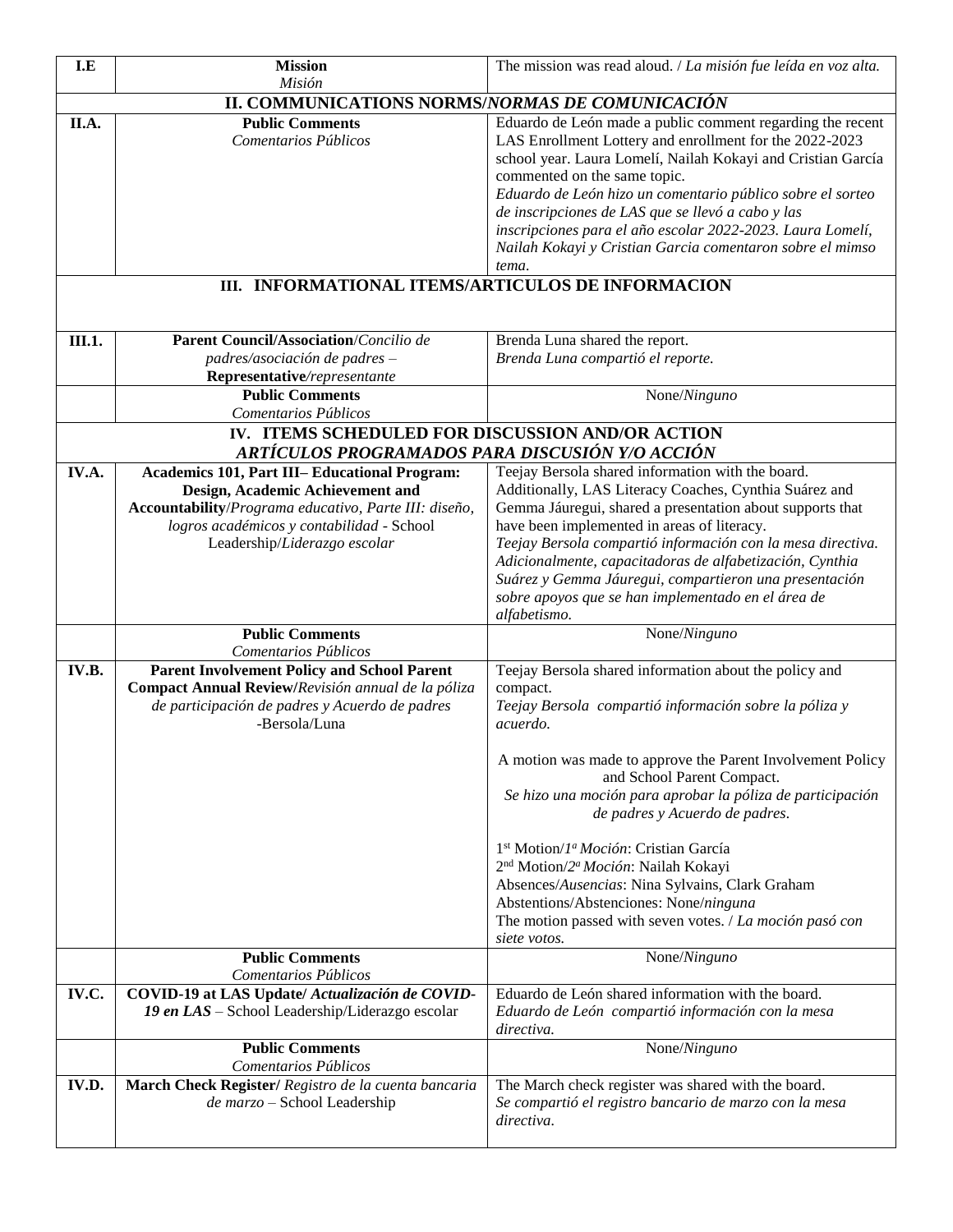| | | |
|---|---|---|
| **I.E** | **Mission**<br>*Misión* | The mission was read aloud. / *La misión fue leída en voz alta.* |
| | **II. COMMUNICATIONS NORMS/*NORMAS DE COMUNICACIÓN*** | |
| **II.A.** | **Public Comments**<br>*Comentarios Públicos* | Eduardo de León made a public comment regarding the recent LAS Enrollment Lottery and enrollment for the 2022-2023 school year. Laura Lomelí, Nailah Kokayi and Cristian García commented on the same topic.<br>*Eduardo de León hizo un comentario público sobre el sorteo de inscripciones de LAS que se llevó a cabo y las inscripciones para el año escolar 2022-2023. Laura Lomelí, Nailah Kokayi y Cristian Garcia comentaron sobre el mimso tema.* |
| | **III. INFORMATIONAL ITEMS/ARTICULOS DE INFORMACION** | |
| **III.1.** | **Parent Council/Association**/*Concilio de padres/asociación de padres* – **Representative**/*representante* | Brenda Luna shared the report.<br>*Brenda Luna compartió el reporte.* |
| | **Public Comments**<br>*Comentarios Públicos* | None/*Ninguno* |
| | **IV. ITEMS SCHEDULED FOR DISCUSSION AND/OR ACTION**<br>***ARTÍCULOS PROGRAMADOS PARA DISCUSIÓN Y/O ACCIÓN*** | |
| **IV.A.** | **Academics 101, Part III– Educational Program: Design, Academic Achievement and Accountability**/*Programa educativo, Parte III: diseño, logros académicos y contabilidad* - School Leadership/*Liderazgo escolar* | Teejay Bersola shared information with the board. Additionally, LAS Literacy Coaches, Cynthia Suárez and Gemma Jáuregui, shared a presentation about supports that have been implemented in areas of literacy.<br>*Teejay Bersola compartió información con la mesa directiva. Adicionalmente, capacitadoras de alfabetización, Cynthia Suárez y Gemma Jáuregui, compartieron una presentación sobre apoyos que se han implementado en el área de alfabetismo.* |
| | **Public Comments**<br>*Comentarios Públicos* | None/*Ninguno* |
| **IV.B.** | **Parent Involvement Policy and School Parent Compact Annual Review/***Revisión annual de la póliza de participación de padres y Acuerdo de padres* **-**Bersola/Luna | Teejay Bersola shared information about the policy and compact.<br>*Teejay Bersola compartió información sobre la póliza y acuerdo.*<br><br>A motion was made to approve the Parent Involvement Policy and School Parent Compact.<br>*Se hizo una moción para aprobar la póliza de participación de padres y Acuerdo de padres.*<br><br>1st Motion/*1a Moción*: Cristian García<br>2nd Motion/*2a Moción*: Nailah Kokayi<br>Absences/*Ausencias*: Nina Sylvains, Clark Graham<br>Abstentions/Abstenciones: None/*ninguna*<br>The motion passed with seven votes. / *La moción pasó con siete votos.* |
| | **Public Comments**<br>*Comentarios Públicos* | None/*Ninguno* |
| **IV.C.** | **COVID-19 at LAS Update/ *Actualización de COVID-19 en LAS*** – School Leadership/Liderazgo escolar | Eduardo de León shared information with the board.<br>*Eduardo de León compartió información con la mesa directiva.* |
| | **Public Comments**<br>*Comentarios Públicos* | None/*Ninguno* |
| **IV.D.** | **March Check Register/** *Registro de la cuenta bancaria de marzo* – School Leadership | The March check register was shared with the board.<br>*Se compartió el registro bancario de marzo con la mesa directiva.* |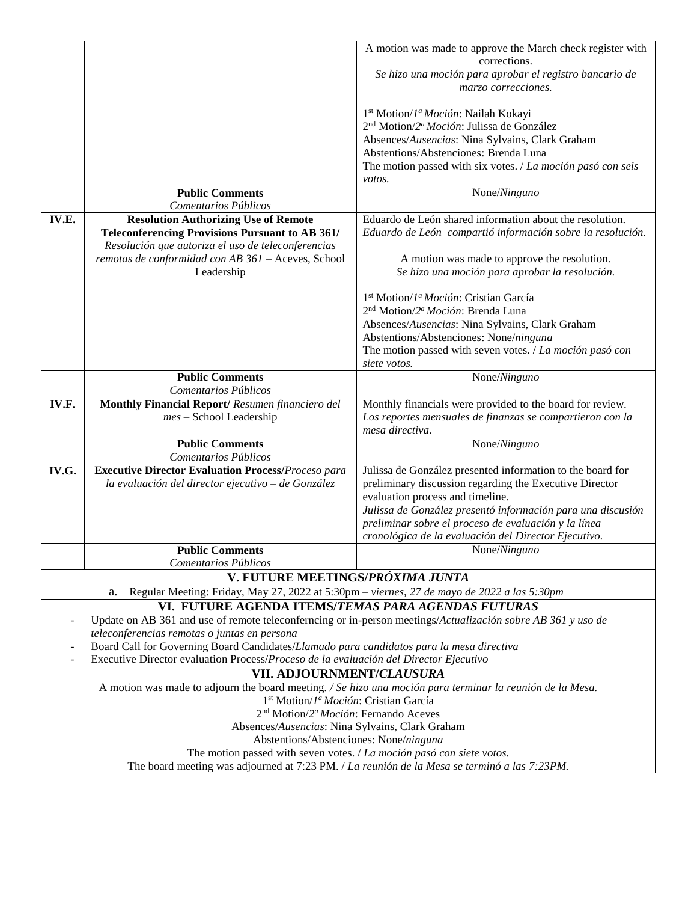| | | |
|---|---|---|
| | | A motion was made to approve the March check register with corrections.<br>*Se hizo una moción para aprobar el registro bancario de marzo correcciones.*<br><br>1st Motion/*1a Moción*: Nailah Kokayi<br>2nd Motion/*2a Moción*: Julissa de González<br>Absences/*Ausencias*: Nina Sylvains, Clark Graham<br>Abstentions/Abstenciones: Brenda Luna<br>The motion passed with six votes. / *La moción pasó con seis votos.* |
| | **Public Comments**<br>*Comentarios Públicos* | None/*Ninguno* |
| **IV.E.** | **Resolution Authorizing Use of Remote Teleconferencing Provisions Pursuant to AB 361/** *Resolución que autoriza el uso de teleconferencias remotas de conformidad con AB 361* – Aceves, School Leadership | Eduardo de León shared information about the resolution.<br>*Eduardo de León compartió información sobre la resolución.*<br><br>A motion was made to approve the resolution.<br>*Se hizo una moción para aprobar la resolución.*<br><br>1st Motion/*1a Moción*: Cristian García<br>2nd Motion/*2a Moción*: Brenda Luna<br>Absences/*Ausencias*: Nina Sylvains, Clark Graham<br>Abstentions/Abstenciones: None/*ninguna*<br>The motion passed with seven votes. / *La moción pasó con siete votos.* |
| | **Public Comments**<br>*Comentarios Públicos* | None/*Ninguno* |
| **IV.F.** | **Monthly Financial Report/** *Resumen financiero del mes* – School Leadership | Monthly financials were provided to the board for review.<br>*Los reportes mensuales de finanzas se compartieron con la mesa directiva.* |
| | **Public Comments**<br>*Comentarios Públicos* | None/*Ninguno* |
| **IV.G.** | **Executive Director Evaluation Process/***Proceso para la evaluación del director ejecutivo – de González* | Julissa de González presented information to the board for preliminary discussion regarding the Executive Director evaluation process and timeline.<br>*Julissa de González presentó información para una discusión preliminar sobre el proceso de evaluación y la línea cronológica de la evaluación del Director Ejecutivo.* |
| | **Public Comments**<br>*Comentarios Públicos* | None/*Ninguno* |

## V. FUTURE MEETINGS/*PRÓXIMA JUNTA*

a. Regular Meeting: Friday, May 27, 2022 at 5:30pm – *viernes, 27 de mayo de 2022 a las 5:30pm*

## VI. FUTURE AGENDA ITEMS/*TEMAS PARA AGENDAS FUTURAS*

- Update on AB 361 and use of remote teleconferncing or in-person meetings/*Actualización sobre AB 361 y uso de teleconferencias remotas o juntas en persona*
- Board Call for Governing Board Candidates/*Llamado para candidatos para la mesa directiva*
- Executive Director evaluation Process/*Proceso de la evaluación del Director Ejecutivo*

## VII. ADJOURNMENT/*CLAUSURA*

A motion was made to adjourn the board meeting. */ Se hizo una moción para terminar la reunión de la Mesa.*
1st Motion/*1a Moción*: Cristian García
2nd Motion/*2a Moción*: Fernando Aceves
Absences/*Ausencias*: Nina Sylvains, Clark Graham
Abstentions/Abstenciones: None/*ninguna*
The motion passed with seven votes. / *La moción pasó con siete votos.*
The board meeting was adjourned at 7:23 PM. / *La reunión de la Mesa se terminó a las 7:23PM.*